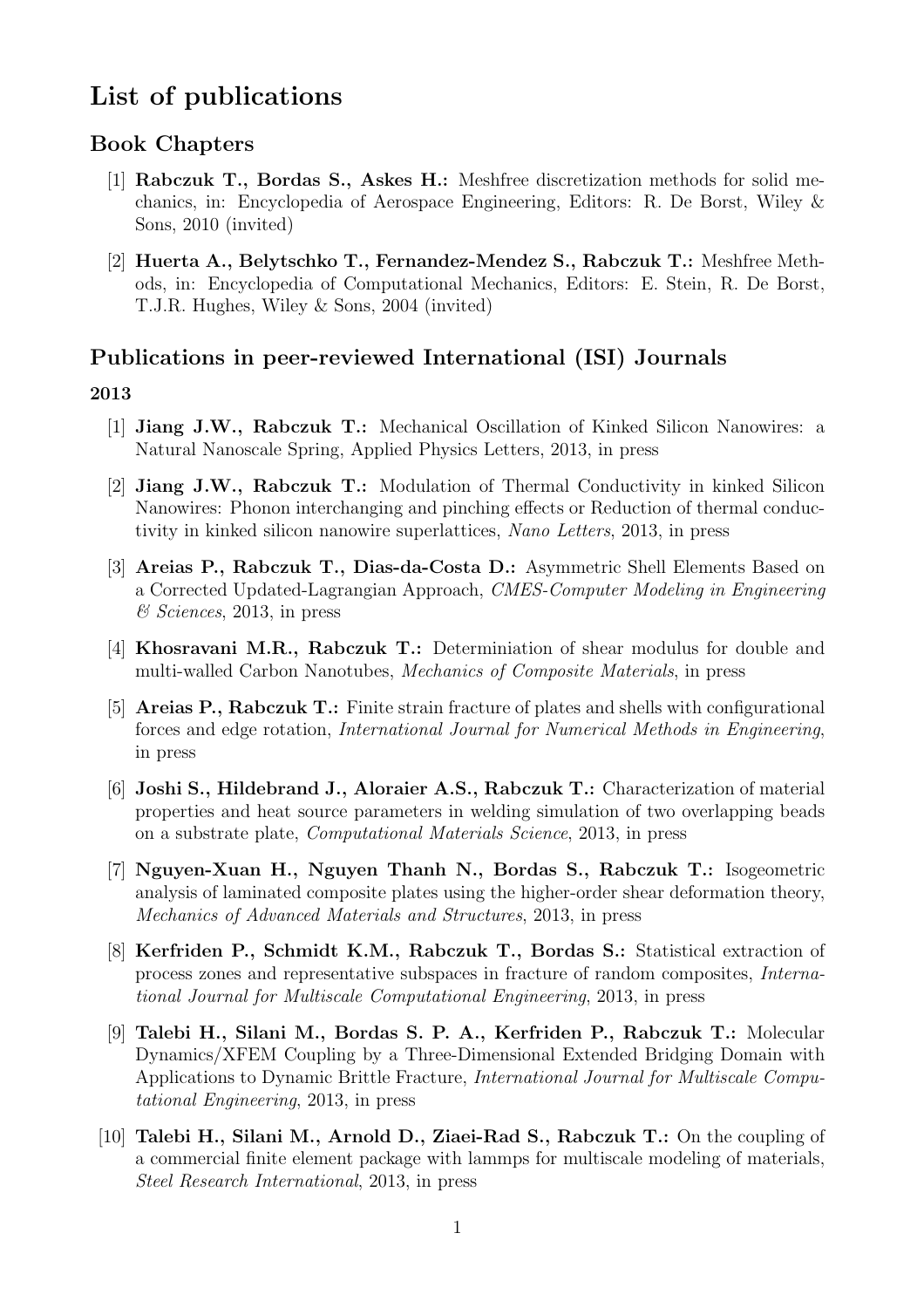# List of publications

## Book Chapters

[1] **Rabczuk T., Bordas S., Askes H.:** Meshfree discretization methods for solid mechanics, in: Encyclopedia of Aerospace Engineering, Editors: R. De Borst, Wiley & Sons, 2010 (invited)

[2] **Huerta A., Belytschko T., Fernandez-Mendez S., Rabczuk T.:** Meshfree Methods, in: Encyclopedia of Computational Mechanics, Editors: E. Stein, R. De Borst, T.J.R. Hughes, Wiley & Sons, 2004 (invited)

## Publications in peer-reviewed International (ISI) Journals

### 2013

[1] **Jiang J.W., Rabczuk T.:** Mechanical Oscillation of Kinked Silicon Nanowires: a Natural Nanoscale Spring, Applied Physics Letters, 2013, in press

[2] **Jiang J.W., Rabczuk T.:** Modulation of Thermal Conductivity in kinked Silicon Nanowires: Phonon interchanging and pinching effects or Reduction of thermal conductivity in kinked silicon nanowire superlattices, *Nano Letters*, 2013, in press

[3] **Areias P., Rabczuk T., Dias-da-Costa D.:** Asymmetric Shell Elements Based on a Corrected Updated-Lagrangian Approach, *CMES-Computer Modeling in Engineering & Sciences*, 2013, in press

[4] **Khosravani M.R., Rabczuk T.:** Determiniation of shear modulus for double and multi-walled Carbon Nanotubes, *Mechanics of Composite Materials*, in press

[5] **Areias P., Rabczuk T.:** Finite strain fracture of plates and shells with configurational forces and edge rotation, *International Journal for Numerical Methods in Engineering*, in press

[6] **Joshi S., Hildebrand J., Aloraier A.S., Rabczuk T.:** Characterization of material properties and heat source parameters in welding simulation of two overlapping beads on a substrate plate, *Computational Materials Science*, 2013, in press

[7] **Nguyen-Xuan H., Nguyen Thanh N., Bordas S., Rabczuk T.:** Isogeometric analysis of laminated composite plates using the higher-order shear deformation theory, *Mechanics of Advanced Materials and Structures*, 2013, in press

[8] **Kerfriden P., Schmidt K.M., Rabczuk T., Bordas S.:** Statistical extraction of process zones and representative subspaces in fracture of random composites, *International Journal for Multiscale Computational Engineering*, 2013, in press

[9] **Talebi H., Silani M., Bordas S. P. A., Kerfriden P., Rabczuk T.:** Molecular Dynamics/XFEM Coupling by a Three-Dimensional Extended Bridging Domain with Applications to Dynamic Brittle Fracture, *International Journal for Multiscale Computational Engineering*, 2013, in press

[10] **Talebi H., Silani M., Arnold D., Ziaei-Rad S., Rabczuk T.:** On the coupling of a commercial finite element package with lammps for multiscale modeling of materials, *Steel Research International*, 2013, in press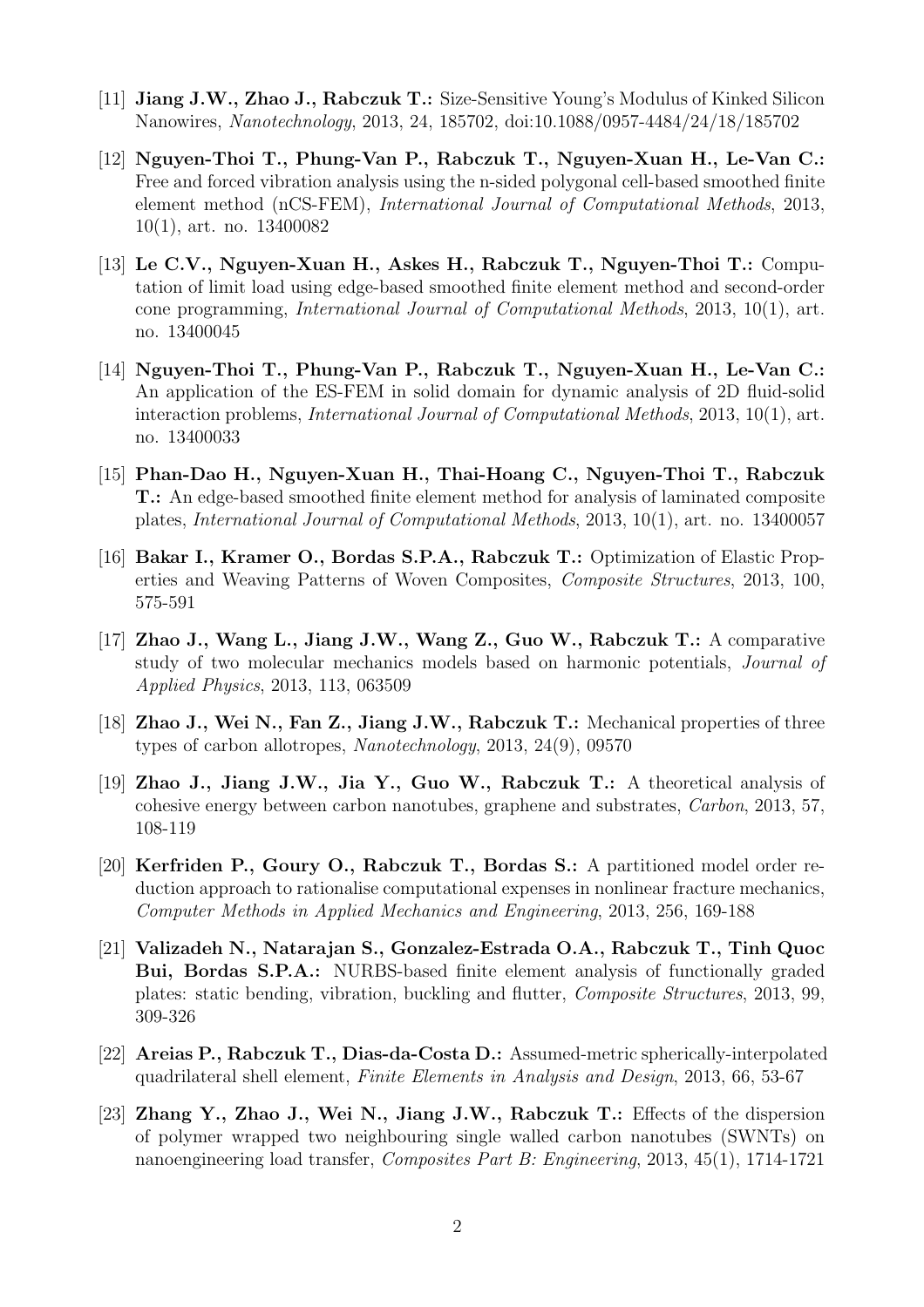[11] **Jiang J.W., Zhao J., Rabczuk T.:** Size-Sensitive Young's Modulus of Kinked Silicon Nanowires, *Nanotechnology*, 2013, 24, 185702, doi:10.1088/0957-4484/24/18/185702

[12] **Nguyen-Thoi T., Phung-Van P., Rabczuk T., Nguyen-Xuan H., Le-Van C.:** Free and forced vibration analysis using the n-sided polygonal cell-based smoothed finite element method (nCS-FEM), *International Journal of Computational Methods*, 2013, 10(1), art. no. 13400082

[13] **Le C.V., Nguyen-Xuan H., Askes H., Rabczuk T., Nguyen-Thoi T.:** Computation of limit load using edge-based smoothed finite element method and second-order cone programming, *International Journal of Computational Methods*, 2013, 10(1), art. no. 13400045

[14] **Nguyen-Thoi T., Phung-Van P., Rabczuk T., Nguyen-Xuan H., Le-Van C.:** An application of the ES-FEM in solid domain for dynamic analysis of 2D fluid-solid interaction problems, *International Journal of Computational Methods*, 2013, 10(1), art. no. 13400033

[15] **Phan-Dao H., Nguyen-Xuan H., Thai-Hoang C., Nguyen-Thoi T., Rabczuk T.:** An edge-based smoothed finite element method for analysis of laminated composite plates, *International Journal of Computational Methods*, 2013, 10(1), art. no. 13400057

[16] **Bakar I., Kramer O., Bordas S.P.A., Rabczuk T.:** Optimization of Elastic Properties and Weaving Patterns of Woven Composites, *Composite Structures*, 2013, 100, 575-591

[17] **Zhao J., Wang L., Jiang J.W., Wang Z., Guo W., Rabczuk T.:** A comparative study of two molecular mechanics models based on harmonic potentials, *Journal of Applied Physics*, 2013, 113, 063509

[18] **Zhao J., Wei N., Fan Z., Jiang J.W., Rabczuk T.:** Mechanical properties of three types of carbon allotropes, *Nanotechnology*, 2013, 24(9), 09570

[19] **Zhao J., Jiang J.W., Jia Y., Guo W., Rabczuk T.:** A theoretical analysis of cohesive energy between carbon nanotubes, graphene and substrates, *Carbon*, 2013, 57, 108-119

[20] **Kerfriden P., Goury O., Rabczuk T., Bordas S.:** A partitioned model order reduction approach to rationalise computational expenses in nonlinear fracture mechanics, *Computer Methods in Applied Mechanics and Engineering*, 2013, 256, 169-188

[21] **Valizadeh N., Natarajan S., Gonzalez-Estrada O.A., Rabczuk T., Tinh Quoc Bui, Bordas S.P.A.:** NURBS-based finite element analysis of functionally graded plates: static bending, vibration, buckling and flutter, *Composite Structures*, 2013, 99, 309-326

[22] **Areias P., Rabczuk T., Dias-da-Costa D.:** Assumed-metric spherically-interpolated quadrilateral shell element, *Finite Elements in Analysis and Design*, 2013, 66, 53-67

[23] **Zhang Y., Zhao J., Wei N., Jiang J.W., Rabczuk T.:** Effects of the dispersion of polymer wrapped two neighbouring single walled carbon nanotubes (SWNTs) on nanoengineering load transfer, *Composites Part B: Engineering*, 2013, 45(1), 1714-1721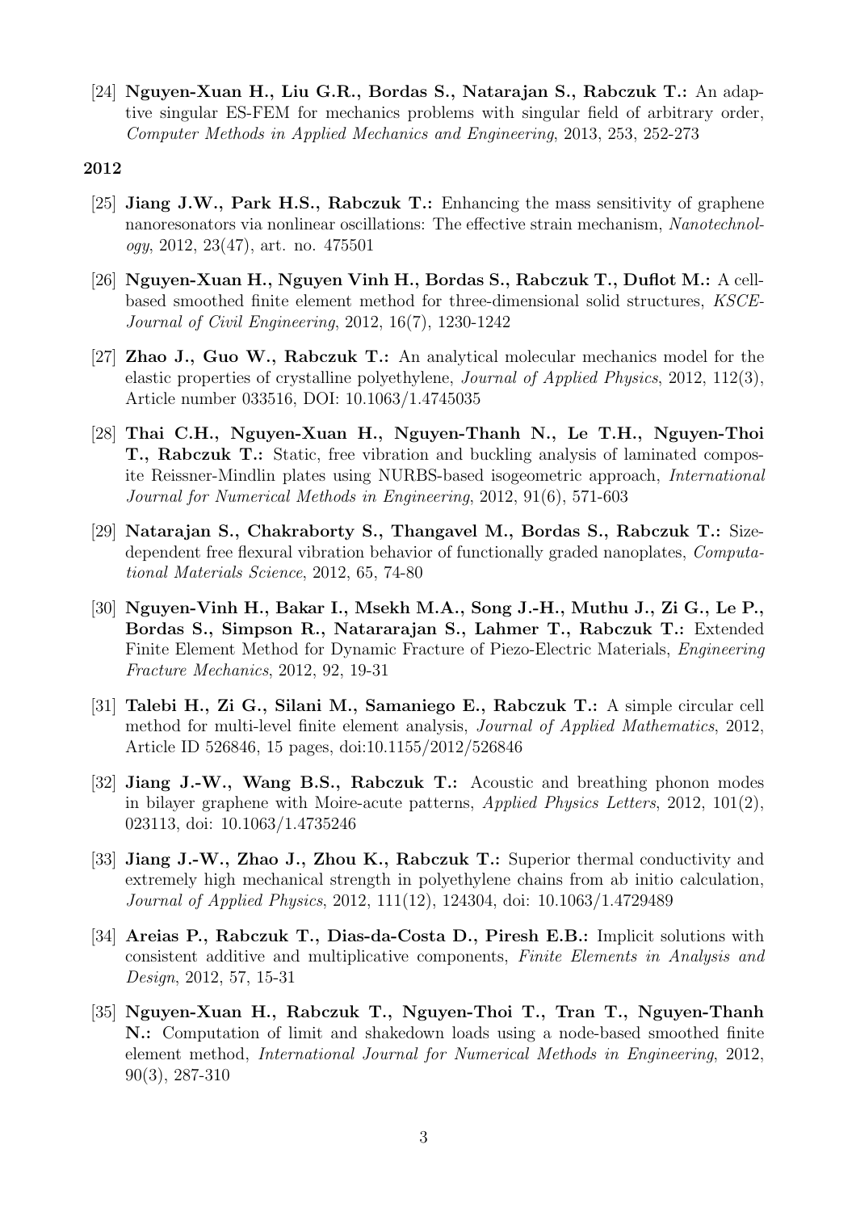[24] **Nguyen-Xuan H., Liu G.R., Bordas S., Natarajan S., Rabczuk T.:** An adaptive singular ES-FEM for mechanics problems with singular field of arbitrary order, *Computer Methods in Applied Mechanics and Engineering*, 2013, 253, 252-273

**2012**

[25] **Jiang J.W., Park H.S., Rabczuk T.:** Enhancing the mass sensitivity of graphene nanoresonators via nonlinear oscillations: The effective strain mechanism, *Nanotechnology*, 2012, 23(47), art. no. 475501

[26] **Nguyen-Xuan H., Nguyen Vinh H., Bordas S., Rabczuk T., Duflot M.:** A cell-based smoothed finite element method for three-dimensional solid structures, *KSCE-Journal of Civil Engineering*, 2012, 16(7), 1230-1242

[27] **Zhao J., Guo W., Rabczuk T.:** An analytical molecular mechanics model for the elastic properties of crystalline polyethylene, *Journal of Applied Physics*, 2012, 112(3), Article number 033516, DOI: 10.1063/1.4745035

[28] **Thai C.H., Nguyen-Xuan H., Nguyen-Thanh N., Le T.H., Nguyen-Thoi T., Rabczuk T.:** Static, free vibration and buckling analysis of laminated composite Reissner-Mindlin plates using NURBS-based isogeometric approach, *International Journal for Numerical Methods in Engineering*, 2012, 91(6), 571-603

[29] **Natarajan S., Chakraborty S., Thangavel M., Bordas S., Rabczuk T.:** Size-dependent free flexural vibration behavior of functionally graded nanoplates, *Computational Materials Science*, 2012, 65, 74-80

[30] **Nguyen-Vinh H., Bakar I., Msekh M.A., Song J.-H., Muthu J., Zi G., Le P., Bordas S., Simpson R., Natararajan S., Lahmer T., Rabczuk T.:** Extended Finite Element Method for Dynamic Fracture of Piezo-Electric Materials, *Engineering Fracture Mechanics*, 2012, 92, 19-31

[31] **Talebi H., Zi G., Silani M., Samaniego E., Rabczuk T.:** A simple circular cell method for multi-level finite element analysis, *Journal of Applied Mathematics*, 2012, Article ID 526846, 15 pages, doi:10.1155/2012/526846

[32] **Jiang J.-W., Wang B.S., Rabczuk T.:** Acoustic and breathing phonon modes in bilayer graphene with Moire-acute patterns, *Applied Physics Letters*, 2012, 101(2), 023113, doi: 10.1063/1.4735246

[33] **Jiang J.-W., Zhao J., Zhou K., Rabczuk T.:** Superior thermal conductivity and extremely high mechanical strength in polyethylene chains from ab initio calculation, *Journal of Applied Physics*, 2012, 111(12), 124304, doi: 10.1063/1.4729489

[34] **Areias P., Rabczuk T., Dias-da-Costa D., Piresh E.B.:** Implicit solutions with consistent additive and multiplicative components, *Finite Elements in Analysis and Design*, 2012, 57, 15-31

[35] **Nguyen-Xuan H., Rabczuk T., Nguyen-Thoi T., Tran T., Nguyen-Thanh N.:** Computation of limit and shakedown loads using a node-based smoothed finite element method, *International Journal for Numerical Methods in Engineering*, 2012, 90(3), 287-310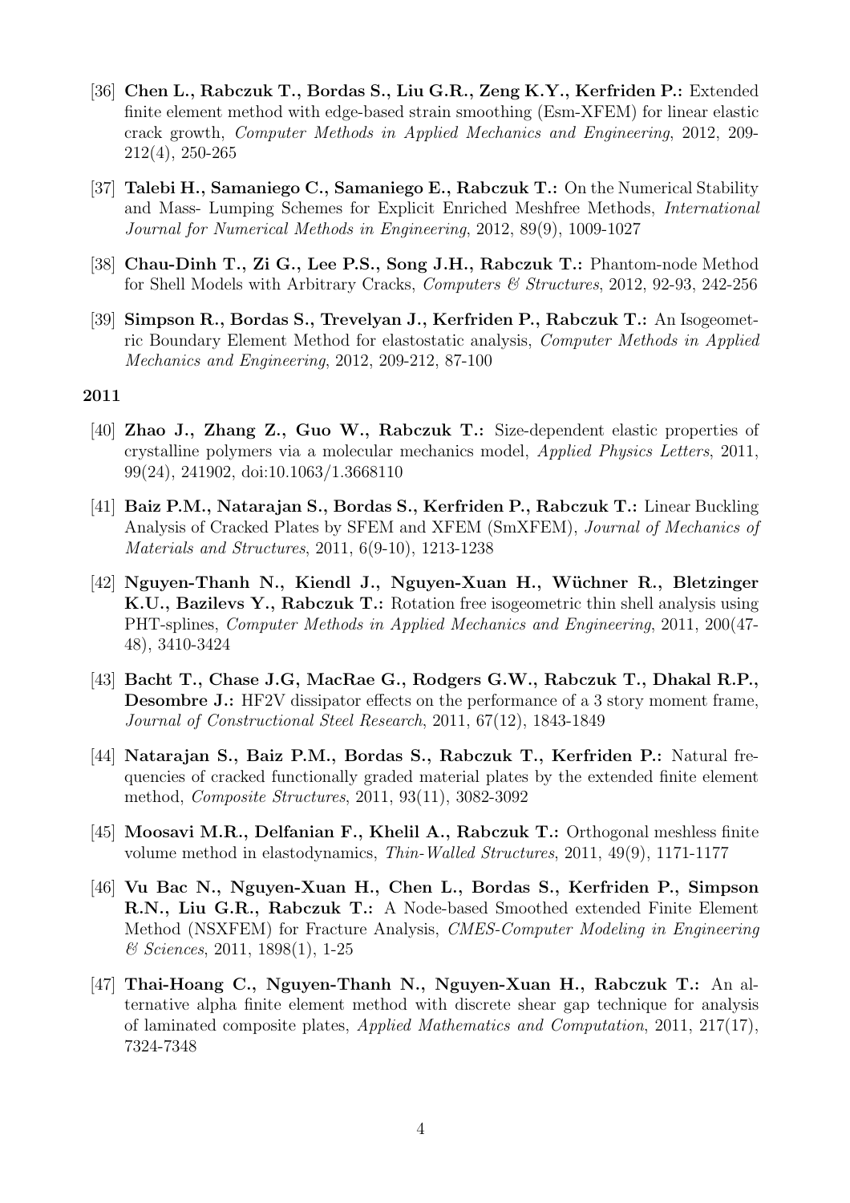[36] **Chen L., Rabczuk T., Bordas S., Liu G.R., Zeng K.Y., Kerfriden P.:** Extended finite element method with edge-based strain smoothing (Esm-XFEM) for linear elastic crack growth, *Computer Methods in Applied Mechanics and Engineering*, 2012, 209-212(4), 250-265

[37] **Talebi H., Samaniego C., Samaniego E., Rabczuk T.:** On the Numerical Stability and Mass- Lumping Schemes for Explicit Enriched Meshfree Methods, *International Journal for Numerical Methods in Engineering*, 2012, 89(9), 1009-1027

[38] **Chau-Dinh T., Zi G., Lee P.S., Song J.H., Rabczuk T.:** Phantom-node Method for Shell Models with Arbitrary Cracks, *Computers & Structures*, 2012, 92-93, 242-256

[39] **Simpson R., Bordas S., Trevelyan J., Kerfriden P., Rabczuk T.:** An Isogeometric Boundary Element Method for elastostatic analysis, *Computer Methods in Applied Mechanics and Engineering*, 2012, 209-212, 87-100

**2011**

[40] **Zhao J., Zhang Z., Guo W., Rabczuk T.:** Size-dependent elastic properties of crystalline polymers via a molecular mechanics model, *Applied Physics Letters*, 2011, 99(24), 241902, doi:10.1063/1.3668110

[41] **Baiz P.M., Natarajan S., Bordas S., Kerfriden P., Rabczuk T.:** Linear Buckling Analysis of Cracked Plates by SFEM and XFEM (SmXFEM), *Journal of Mechanics of Materials and Structures*, 2011, 6(9-10), 1213-1238

[42] **Nguyen-Thanh N., Kiendl J., Nguyen-Xuan H., Wüchner R., Bletzinger K.U., Bazilevs Y., Rabczuk T.:** Rotation free isogeometric thin shell analysis using PHT-splines, *Computer Methods in Applied Mechanics and Engineering*, 2011, 200(47-48), 3410-3424

[43] **Bacht T., Chase J.G, MacRae G., Rodgers G.W., Rabczuk T., Dhakal R.P., Desombre J.:** HF2V dissipator effects on the performance of a 3 story moment frame, *Journal of Constructional Steel Research*, 2011, 67(12), 1843-1849

[44] **Natarajan S., Baiz P.M., Bordas S., Rabczuk T., Kerfriden P.:** Natural frequencies of cracked functionally graded material plates by the extended finite element method, *Composite Structures*, 2011, 93(11), 3082-3092

[45] **Moosavi M.R., Delfanian F., Khelil A., Rabczuk T.:** Orthogonal meshless finite volume method in elastodynamics, *Thin-Walled Structures*, 2011, 49(9), 1171-1177

[46] **Vu Bac N., Nguyen-Xuan H., Chen L., Bordas S., Kerfriden P., Simpson R.N., Liu G.R., Rabczuk T.:** A Node-based Smoothed extended Finite Element Method (NSXFEM) for Fracture Analysis, *CMES-Computer Modeling in Engineering & Sciences*, 2011, 1898(1), 1-25

[47] **Thai-Hoang C., Nguyen-Thanh N., Nguyen-Xuan H., Rabczuk T.:** An alternative alpha finite element method with discrete shear gap technique for analysis of laminated composite plates, *Applied Mathematics and Computation*, 2011, 217(17), 7324-7348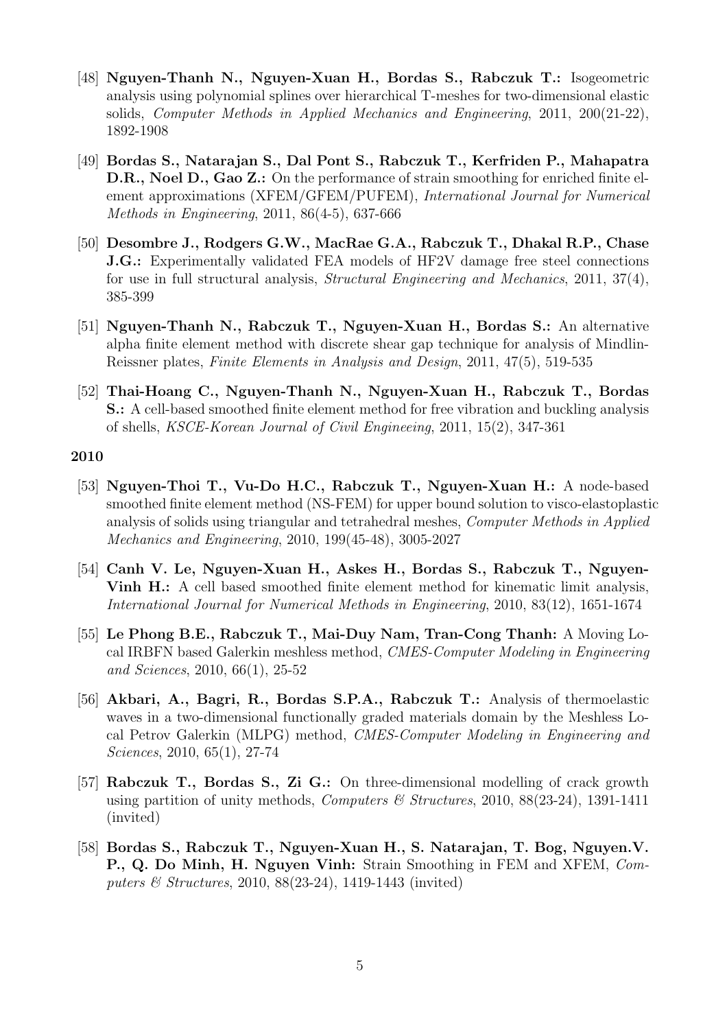[48] **Nguyen-Thanh N., Nguyen-Xuan H., Bordas S., Rabczuk T.:** Isogeometric analysis using polynomial splines over hierarchical T-meshes for two-dimensional elastic solids, *Computer Methods in Applied Mechanics and Engineering*, 2011, 200(21-22), 1892-1908

[49] **Bordas S., Natarajan S., Dal Pont S., Rabczuk T., Kerfriden P., Mahapatra D.R., Noel D., Gao Z.:** On the performance of strain smoothing for enriched finite element approximations (XFEM/GFEM/PUFEM), *International Journal for Numerical Methods in Engineering*, 2011, 86(4-5), 637-666

[50] **Desombre J., Rodgers G.W., MacRae G.A., Rabczuk T., Dhakal R.P., Chase J.G.:** Experimentally validated FEA models of HF2V damage free steel connections for use in full structural analysis, *Structural Engineering and Mechanics*, 2011, 37(4), 385-399

[51] **Nguyen-Thanh N., Rabczuk T., Nguyen-Xuan H., Bordas S.:** An alternative alpha finite element method with discrete shear gap technique for analysis of Mindlin-Reissner plates, *Finite Elements in Analysis and Design*, 2011, 47(5), 519-535

[52] **Thai-Hoang C., Nguyen-Thanh N., Nguyen-Xuan H., Rabczuk T., Bordas S.:** A cell-based smoothed finite element method for free vibration and buckling analysis of shells, *KSCE-Korean Journal of Civil Engineeing*, 2011, 15(2), 347-361

**2010**

[53] **Nguyen-Thoi T., Vu-Do H.C., Rabczuk T., Nguyen-Xuan H.:** A node-based smoothed finite element method (NS-FEM) for upper bound solution to visco-elastoplastic analysis of solids using triangular and tetrahedral meshes, *Computer Methods in Applied Mechanics and Engineering*, 2010, 199(45-48), 3005-2027

[54] **Canh V. Le, Nguyen-Xuan H., Askes H., Bordas S., Rabczuk T., Nguyen-Vinh H.:** A cell based smoothed finite element method for kinematic limit analysis, *International Journal for Numerical Methods in Engineering*, 2010, 83(12), 1651-1674

[55] **Le Phong B.E., Rabczuk T., Mai-Duy Nam, Tran-Cong Thanh:** A Moving Local IRBFN based Galerkin meshless method, *CMES-Computer Modeling in Engineering and Sciences*, 2010, 66(1), 25-52

[56] **Akbari, A., Bagri, R., Bordas S.P.A., Rabczuk T.:** Analysis of thermoelastic waves in a two-dimensional functionally graded materials domain by the Meshless Local Petrov Galerkin (MLPG) method, *CMES-Computer Modeling in Engineering and Sciences*, 2010, 65(1), 27-74

[57] **Rabczuk T., Bordas S., Zi G.:** On three-dimensional modelling of crack growth using partition of unity methods, *Computers & Structures*, 2010, 88(23-24), 1391-1411 (invited)

[58] **Bordas S., Rabczuk T., Nguyen-Xuan H., S. Natarajan, T. Bog, Nguyen.V. P., Q. Do Minh, H. Nguyen Vinh:** Strain Smoothing in FEM and XFEM, *Computers & Structures*, 2010, 88(23-24), 1419-1443 (invited)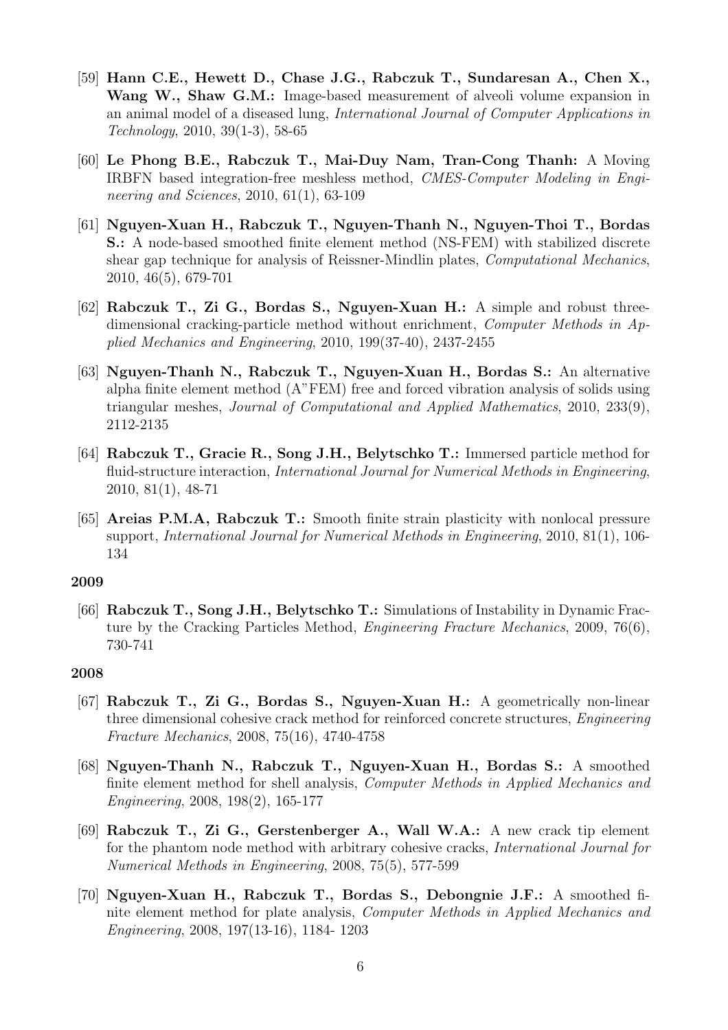[59] **Hann C.E., Hewett D., Chase J.G., Rabczuk T., Sundaresan A., Chen X., Wang W., Shaw G.M.:** Image-based measurement of alveoli volume expansion in an animal model of a diseased lung, *International Journal of Computer Applications in Technology*, 2010, 39(1-3), 58-65

[60] **Le Phong B.E., Rabczuk T., Mai-Duy Nam, Tran-Cong Thanh:** A Moving IRBFN based integration-free meshless method, *CMES-Computer Modeling in Engineering and Sciences*, 2010, 61(1), 63-109

[61] **Nguyen-Xuan H., Rabczuk T., Nguyen-Thanh N., Nguyen-Thoi T., Bordas S.:** A node-based smoothed finite element method (NS-FEM) with stabilized discrete shear gap technique for analysis of Reissner-Mindlin plates, *Computational Mechanics*, 2010, 46(5), 679-701

[62] **Rabczuk T., Zi G., Bordas S., Nguyen-Xuan H.:** A simple and robust three-dimensional cracking-particle method without enrichment, *Computer Methods in Applied Mechanics and Engineering*, 2010, 199(37-40), 2437-2455

[63] **Nguyen-Thanh N., Rabczuk T., Nguyen-Xuan H., Bordas S.:** An alternative alpha finite element method (A"FEM) free and forced vibration analysis of solids using triangular meshes, *Journal of Computational and Applied Mathematics*, 2010, 233(9), 2112-2135

[64] **Rabczuk T., Gracie R., Song J.H., Belytschko T.:** Immersed particle method for fluid-structure interaction, *International Journal for Numerical Methods in Engineering*, 2010, 81(1), 48-71

[65] **Areias P.M.A, Rabczuk T.:** Smooth finite strain plasticity with nonlocal pressure support, *International Journal for Numerical Methods in Engineering*, 2010, 81(1), 106-134

**2009**

[66] **Rabczuk T., Song J.H., Belytschko T.:** Simulations of Instability in Dynamic Fracture by the Cracking Particles Method, *Engineering Fracture Mechanics*, 2009, 76(6), 730-741

**2008**

[67] **Rabczuk T., Zi G., Bordas S., Nguyen-Xuan H.:** A geometrically non-linear three dimensional cohesive crack method for reinforced concrete structures, *Engineering Fracture Mechanics*, 2008, 75(16), 4740-4758

[68] **Nguyen-Thanh N., Rabczuk T., Nguyen-Xuan H., Bordas S.:** A smoothed finite element method for shell analysis, *Computer Methods in Applied Mechanics and Engineering*, 2008, 198(2), 165-177

[69] **Rabczuk T., Zi G., Gerstenberger A., Wall W.A.:** A new crack tip element for the phantom node method with arbitrary cohesive cracks, *International Journal for Numerical Methods in Engineering*, 2008, 75(5), 577-599

[70] **Nguyen-Xuan H., Rabczuk T., Bordas S., Debongnie J.F.:** A smoothed finite element method for plate analysis, *Computer Methods in Applied Mechanics and Engineering*, 2008, 197(13-16), 1184- 1203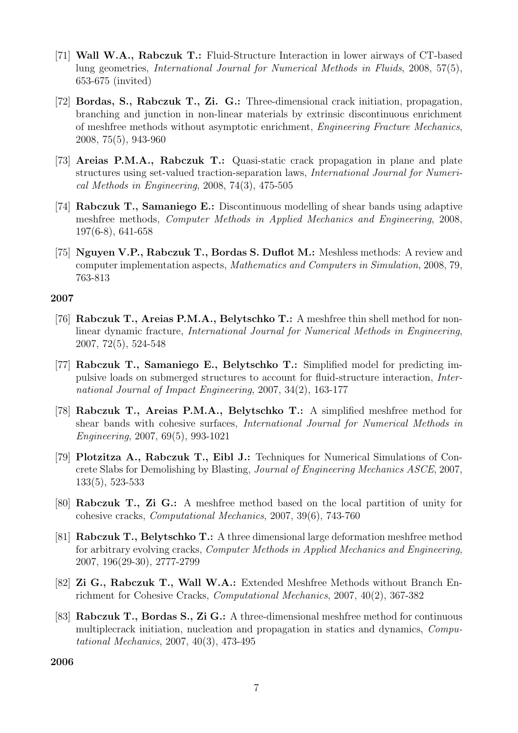[71] **Wall W.A., Rabczuk T.:** Fluid-Structure Interaction in lower airways of CT-based lung geometries, *International Journal for Numerical Methods in Fluids*, 2008, 57(5), 653-675 (invited)

[72] **Bordas, S., Rabczuk T., Zi. G.:** Three-dimensional crack initiation, propagation, branching and junction in non-linear materials by extrinsic discontinuous enrichment of meshfree methods without asymptotic enrichment, *Engineering Fracture Mechanics*, 2008, 75(5), 943-960

[73] **Areias P.M.A., Rabczuk T.:** Quasi-static crack propagation in plane and plate structures using set-valued traction-separation laws, *International Journal for Numerical Methods in Engineering*, 2008, 74(3), 475-505

[74] **Rabczuk T., Samaniego E.:** Discontinuous modelling of shear bands using adaptive meshfree methods, *Computer Methods in Applied Mechanics and Engineering*, 2008, 197(6-8), 641-658

[75] **Nguyen V.P., Rabczuk T., Bordas S. Duflot M.:** Meshless methods: A review and computer implementation aspects, *Mathematics and Computers in Simulation*, 2008, 79, 763-813

**2007**

[76] **Rabczuk T., Areias P.M.A., Belytschko T.:** A meshfree thin shell method for non-linear dynamic fracture, *International Journal for Numerical Methods in Engineering*, 2007, 72(5), 524-548

[77] **Rabczuk T., Samaniego E., Belytschko T.:** Simplified model for predicting impulsive loads on submerged structures to account for fluid-structure interaction, *International Journal of Impact Engineering*, 2007, 34(2), 163-177

[78] **Rabczuk T., Areias P.M.A., Belytschko T.:** A simplified meshfree method for shear bands with cohesive surfaces, *International Journal for Numerical Methods in Engineering*, 2007, 69(5), 993-1021

[79] **Plotzitza A., Rabczuk T., Eibl J.:** Techniques for Numerical Simulations of Concrete Slabs for Demolishing by Blasting, *Journal of Engineering Mechanics ASCE*, 2007, 133(5), 523-533

[80] **Rabczuk T., Zi G.:** A meshfree method based on the local partition of unity for cohesive cracks, *Computational Mechanics*, 2007, 39(6), 743-760

[81] **Rabczuk T., Belytschko T.:** A three dimensional large deformation meshfree method for arbitrary evolving cracks, *Computer Methods in Applied Mechanics and Engineering*, 2007, 196(29-30), 2777-2799

[82] **Zi G., Rabczuk T., Wall W.A.:** Extended Meshfree Methods without Branch Enrichment for Cohesive Cracks, *Computational Mechanics*, 2007, 40(2), 367-382

[83] **Rabczuk T., Bordas S., Zi G.:** A three-dimensional meshfree method for continuous multiplecrack initiation, nucleation and propagation in statics and dynamics, *Computational Mechanics*, 2007, 40(3), 473-495

**2006**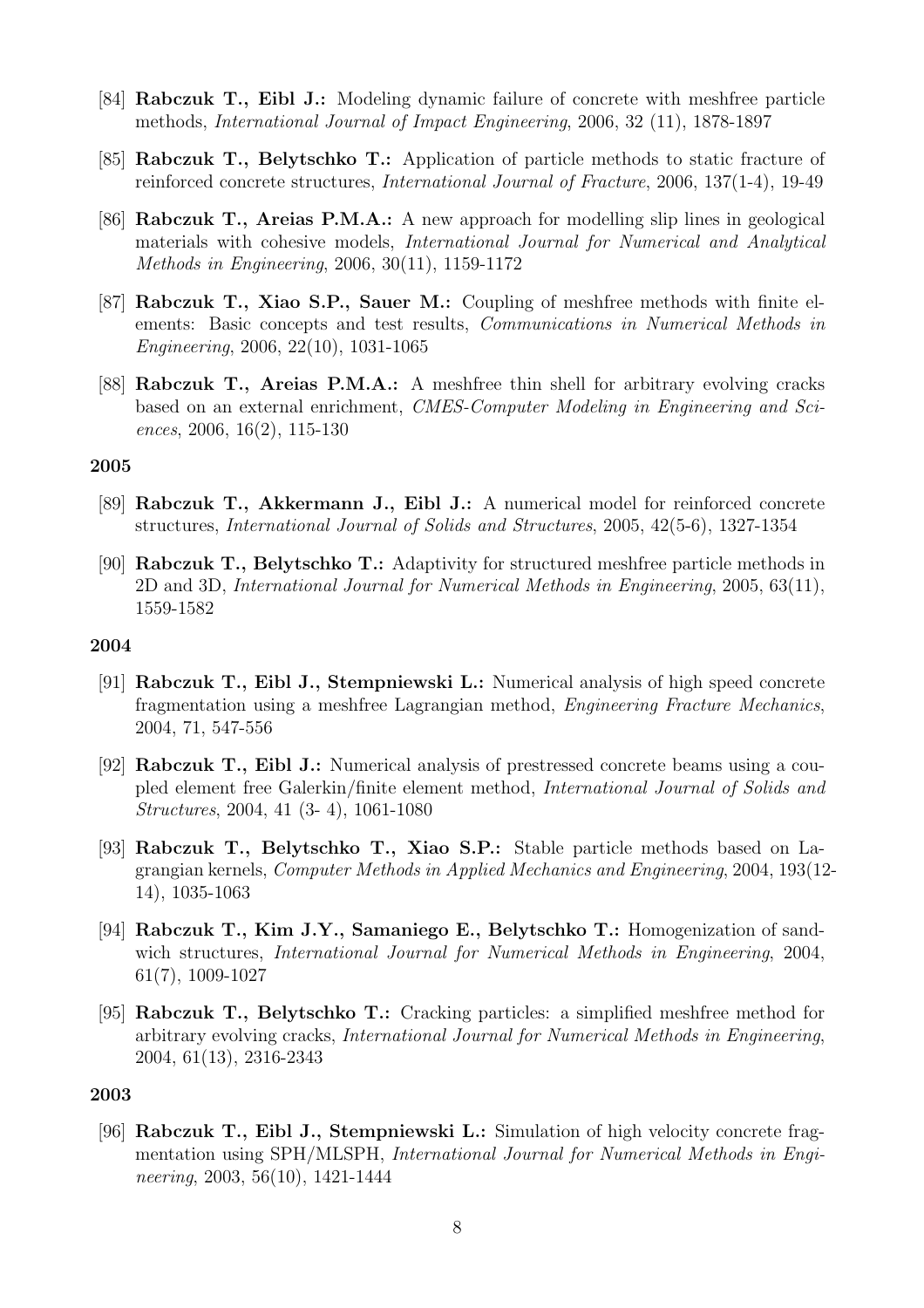[84] **Rabczuk T., Eibl J.:** Modeling dynamic failure of concrete with meshfree particle methods, *International Journal of Impact Engineering*, 2006, 32 (11), 1878-1897

[85] **Rabczuk T., Belytschko T.:** Application of particle methods to static fracture of reinforced concrete structures, *International Journal of Fracture*, 2006, 137(1-4), 19-49

[86] **Rabczuk T., Areias P.M.A.:** A new approach for modelling slip lines in geological materials with cohesive models, *International Journal for Numerical and Analytical Methods in Engineering*, 2006, 30(11), 1159-1172

[87] **Rabczuk T., Xiao S.P., Sauer M.:** Coupling of meshfree methods with finite elements: Basic concepts and test results, *Communications in Numerical Methods in Engineering*, 2006, 22(10), 1031-1065

[88] **Rabczuk T., Areias P.M.A.:** A meshfree thin shell for arbitrary evolving cracks based on an external enrichment, *CMES-Computer Modeling in Engineering and Sciences*, 2006, 16(2), 115-130

**2005**

[89] **Rabczuk T., Akkermann J., Eibl J.:** A numerical model for reinforced concrete structures, *International Journal of Solids and Structures*, 2005, 42(5-6), 1327-1354

[90] **Rabczuk T., Belytschko T.:** Adaptivity for structured meshfree particle methods in 2D and 3D, *International Journal for Numerical Methods in Engineering*, 2005, 63(11), 1559-1582

**2004**

[91] **Rabczuk T., Eibl J., Stempniewski L.:** Numerical analysis of high speed concrete fragmentation using a meshfree Lagrangian method, *Engineering Fracture Mechanics*, 2004, 71, 547-556

[92] **Rabczuk T., Eibl J.:** Numerical analysis of prestressed concrete beams using a coupled element free Galerkin/finite element method, *International Journal of Solids and Structures*, 2004, 41 (3- 4), 1061-1080

[93] **Rabczuk T., Belytschko T., Xiao S.P.:** Stable particle methods based on Lagrangian kernels, *Computer Methods in Applied Mechanics and Engineering*, 2004, 193(12-14), 1035-1063

[94] **Rabczuk T., Kim J.Y., Samaniego E., Belytschko T.:** Homogenization of sandwich structures, *International Journal for Numerical Methods in Engineering*, 2004, 61(7), 1009-1027

[95] **Rabczuk T., Belytschko T.:** Cracking particles: a simplified meshfree method for arbitrary evolving cracks, *International Journal for Numerical Methods in Engineering*, 2004, 61(13), 2316-2343

**2003**

[96] **Rabczuk T., Eibl J., Stempniewski L.:** Simulation of high velocity concrete fragmentation using SPH/MLSPH, *International Journal for Numerical Methods in Engineering*, 2003, 56(10), 1421-1444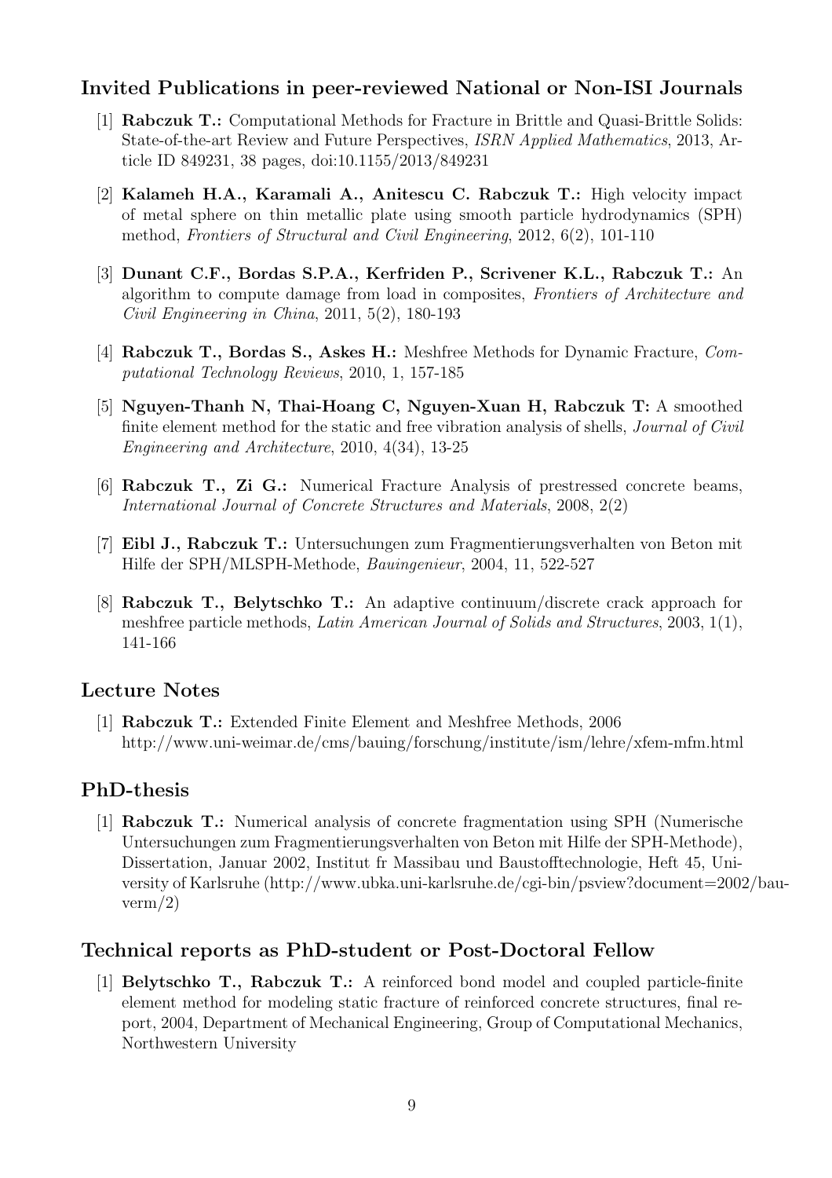## Invited Publications in peer-reviewed National or Non-ISI Journals

[1] **Rabczuk T.:** Computational Methods for Fracture in Brittle and Quasi-Brittle Solids: State-of-the-art Review and Future Perspectives, *ISRN Applied Mathematics*, 2013, Article ID 849231, 38 pages, doi:10.1155/2013/849231

[2] **Kalameh H.A., Karamali A., Anitescu C. Rabczuk T.:** High velocity impact of metal sphere on thin metallic plate using smooth particle hydrodynamics (SPH) method, *Frontiers of Structural and Civil Engineering*, 2012, 6(2), 101-110

[3] **Dunant C.F., Bordas S.P.A., Kerfriden P., Scrivener K.L., Rabczuk T.:** An algorithm to compute damage from load in composites, *Frontiers of Architecture and Civil Engineering in China*, 2011, 5(2), 180-193

[4] **Rabczuk T., Bordas S., Askes H.:** Meshfree Methods for Dynamic Fracture, *Computational Technology Reviews*, 2010, 1, 157-185

[5] **Nguyen-Thanh N, Thai-Hoang C, Nguyen-Xuan H, Rabczuk T:** A smoothed finite element method for the static and free vibration analysis of shells, *Journal of Civil Engineering and Architecture*, 2010, 4(34), 13-25

[6] **Rabczuk T., Zi G.:** Numerical Fracture Analysis of prestressed concrete beams, *International Journal of Concrete Structures and Materials*, 2008, 2(2)

[7] **Eibl J., Rabczuk T.:** Untersuchungen zum Fragmentierungsverhalten von Beton mit Hilfe der SPH/MLSPH-Methode, *Bauingenieur*, 2004, 11, 522-527

[8] **Rabczuk T., Belytschko T.:** An adaptive continuum/discrete crack approach for meshfree particle methods, *Latin American Journal of Solids and Structures*, 2003, 1(1), 141-166

## Lecture Notes

[1] **Rabczuk T.:** Extended Finite Element and Meshfree Methods, 2006 http://www.uni-weimar.de/cms/bauing/forschung/institute/ism/lehre/xfem-mfm.html

## PhD-thesis

[1] **Rabczuk T.:** Numerical analysis of concrete fragmentation using SPH (Numerische Untersuchungen zum Fragmentierungsverhalten von Beton mit Hilfe der SPH-Methode), Dissertation, Januar 2002, Institut fr Massibau und Baustofftechnologie, Heft 45, University of Karlsruhe (http://www.ubka.uni-karlsruhe.de/cgi-bin/psview?document=2002/bauverm/2)

## Technical reports as PhD-student or Post-Doctoral Fellow

[1] **Belytschko T., Rabczuk T.:** A reinforced bond model and coupled particle-finite element method for modeling static fracture of reinforced concrete structures, final report, 2004, Department of Mechanical Engineering, Group of Computational Mechanics, Northwestern University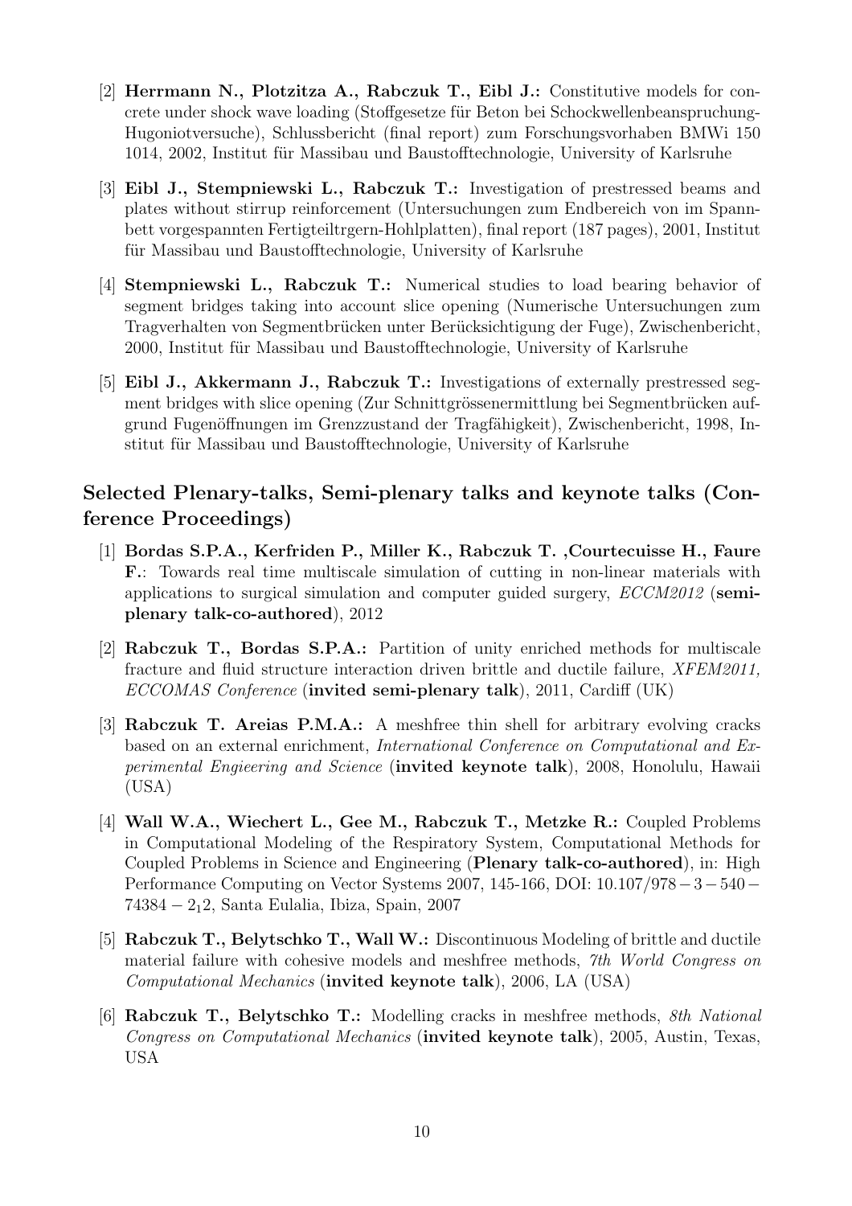[2] **Herrmann N., Plotzitza A., Rabczuk T., Eibl J.:** Constitutive models for concrete under shock wave loading (Stoffgesetze für Beton bei Schockwellenbeanspruchung-Hugoniotversuche), Schlussbericht (final report) zum Forschungsvorhaben BMWi 150 1014, 2002, Institut für Massibau und Baustofftechnologie, University of Karlsruhe

[3] **Eibl J., Stempniewski L., Rabczuk T.:** Investigation of prestressed beams and plates without stirrup reinforcement (Untersuchungen zum Endbereich von im Spannbett vorgespannten Fertigteiltrgern-Hohlplatten), final report (187 pages), 2001, Institut für Massibau und Baustofftechnologie, University of Karlsruhe

[4] **Stempniewski L., Rabczuk T.:** Numerical studies to load bearing behavior of segment bridges taking into account slice opening (Numerische Untersuchungen zum Tragverhalten von Segmentbrücken unter Berücksichtigung der Fuge), Zwischenbericht, 2000, Institut für Massibau und Baustofftechnologie, University of Karlsruhe

[5] **Eibl J., Akkermann J., Rabczuk T.:** Investigations of externally prestressed segment bridges with slice opening (Zur Schnittgrössenermittlung bei Segmentbrücken aufgrund Fugenöffnungen im Grenzzustand der Tragfähigkeit), Zwischenbericht, 1998, Institut für Massibau und Baustofftechnologie, University of Karlsruhe

## Selected Plenary-talks, Semi-plenary talks and keynote talks (Conference Proceedings)

[1] **Bordas S.P.A., Kerfriden P., Miller K., Rabczuk T. ,Courtecuisse H., Faure F.**: Towards real time multiscale simulation of cutting in non-linear materials with applications to surgical simulation and computer guided surgery, *ECCM2012* (**semi-plenary talk-co-authored**), 2012

[2] **Rabczuk T., Bordas S.P.A.:** Partition of unity enriched methods for multiscale fracture and fluid structure interaction driven brittle and ductile failure, *XFEM2011, ECCOMAS Conference* (**invited semi-plenary talk**), 2011, Cardiff (UK)

[3] **Rabczuk T. Areias P.M.A.:** A meshfree thin shell for arbitrary evolving cracks based on an external enrichment, *International Conference on Computational and Experimental Engieering and Science* (**invited keynote talk**), 2008, Honolulu, Hawaii (USA)

[4] **Wall W.A., Wiechert L., Gee M., Rabczuk T., Metzke R.:** Coupled Problems in Computational Modeling of the Respiratory System, Computational Methods for Coupled Problems in Science and Engineering (**Plenary talk-co-authored**), in: High Performance Computing on Vector Systems 2007, 145-166, DOI: $10.107/978-3-540-74384-2_12$, Santa Eulalia, Ibiza, Spain, 2007

[5] **Rabczuk T., Belytschko T., Wall W.:** Discontinuous Modeling of brittle and ductile material failure with cohesive models and meshfree methods, *7th World Congress on Computational Mechanics* (**invited keynote talk**), 2006, LA (USA)

[6] **Rabczuk T., Belytschko T.:** Modelling cracks in meshfree methods, *8th National Congress on Computational Mechanics* (**invited keynote talk**), 2005, Austin, Texas, USA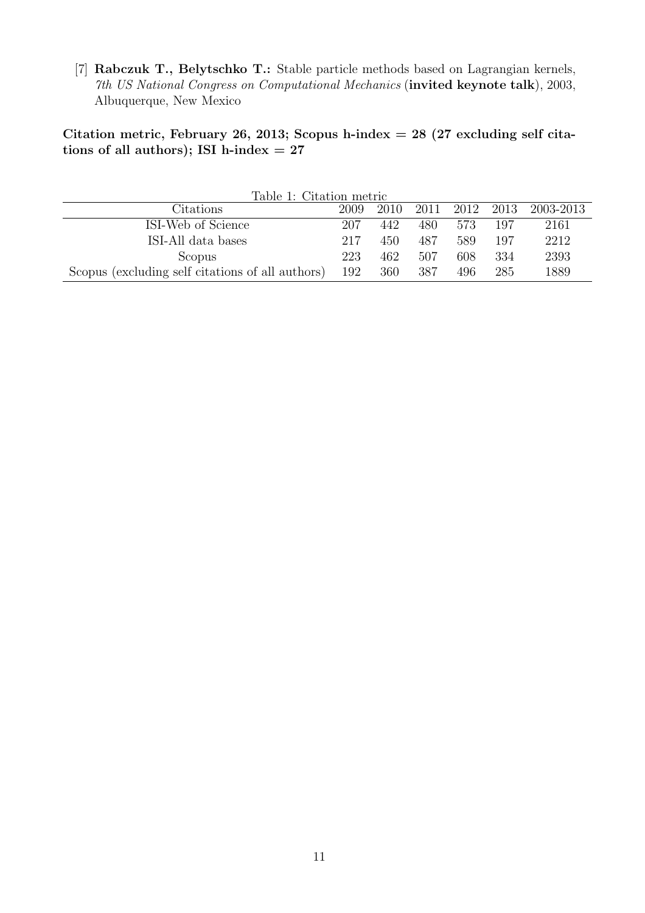[7] **Rabczuk T., Belytschko T.:** Stable particle methods based on Lagrangian kernels, *7th US National Congress on Computational Mechanics* (**invited keynote talk**), 2003, Albuquerque, New Mexico

**Citation metric, February 26, 2013; Scopus h-index = 28 (27 excluding self citations of all authors); ISI h-index = 27**

Table 1: Citation metric

| Citations | 2009 | 2010 | 2011 | 2012 | 2013 | 2003-2013 |
|---|---|---|---|---|---|---|
| ISI-Web of Science | 207 | 442 | 480 | 573 | 197 | 2161 |
| ISI-All data bases | 217 | 450 | 487 | 589 | 197 | 2212 |
| Scopus | 223 | 462 | 507 | 608 | 334 | 2393 |
| Scopus (excluding self citations of all authors) | 192 | 360 | 387 | 496 | 285 | 1889 |